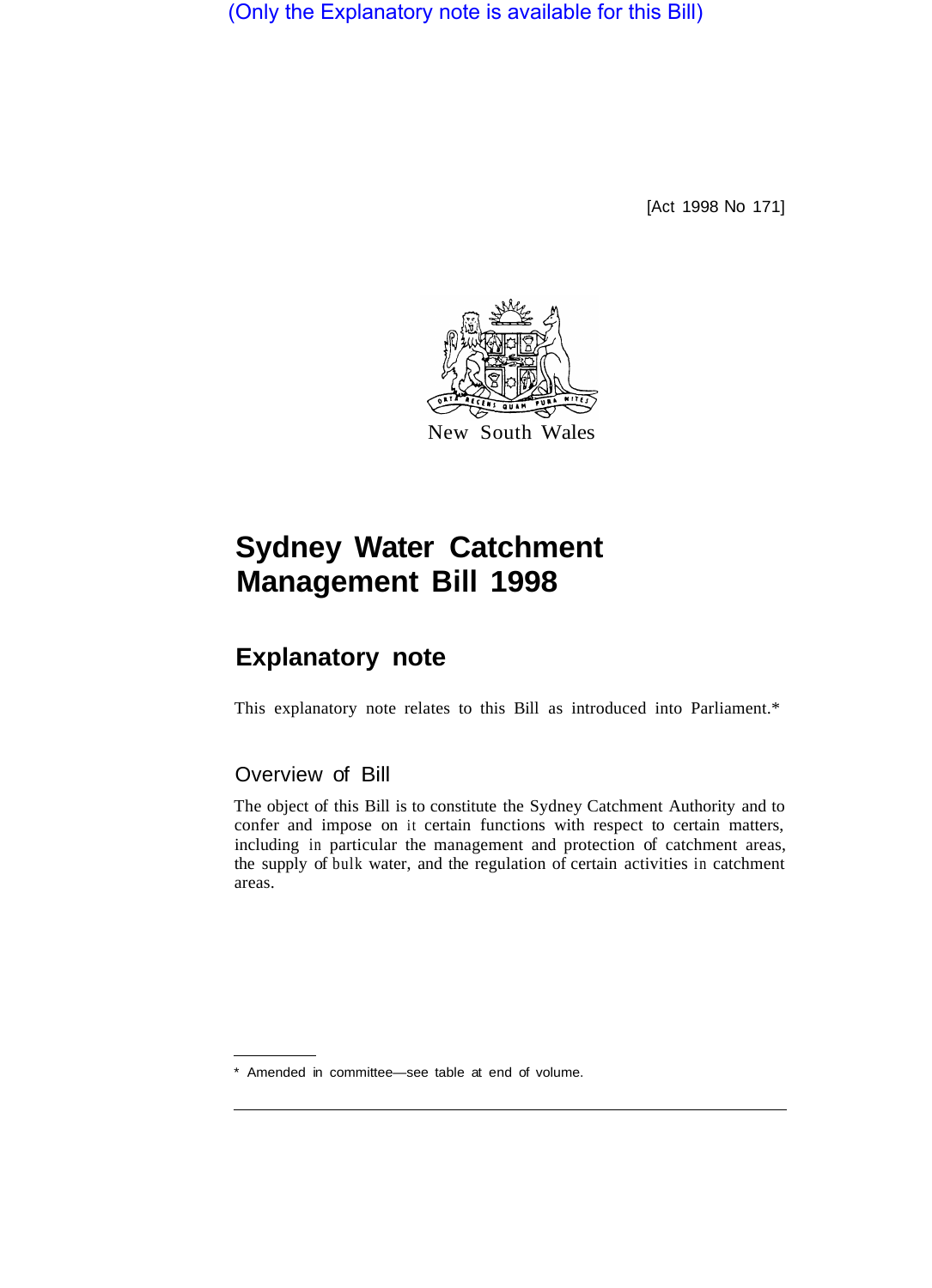(Only the Explanatory note is available for this Bill)

[Act 1998 No 171]

New South Wales

# Sydney Water Catchment Management Bill 1998

## Explanatory note

This explanatory note relates to this Bill as introduced into Parliament.*

### Overview of Bill

The object of this Bill is to constitute the Sydney Catchment Authority and to confer and impose on it certain functions with respect to certain matters, including in particular the management and protection of catchment areas, the supply of bulk water, and the regulation of certain activities in catchment areas.

* Amended in committee—see table at end of volume.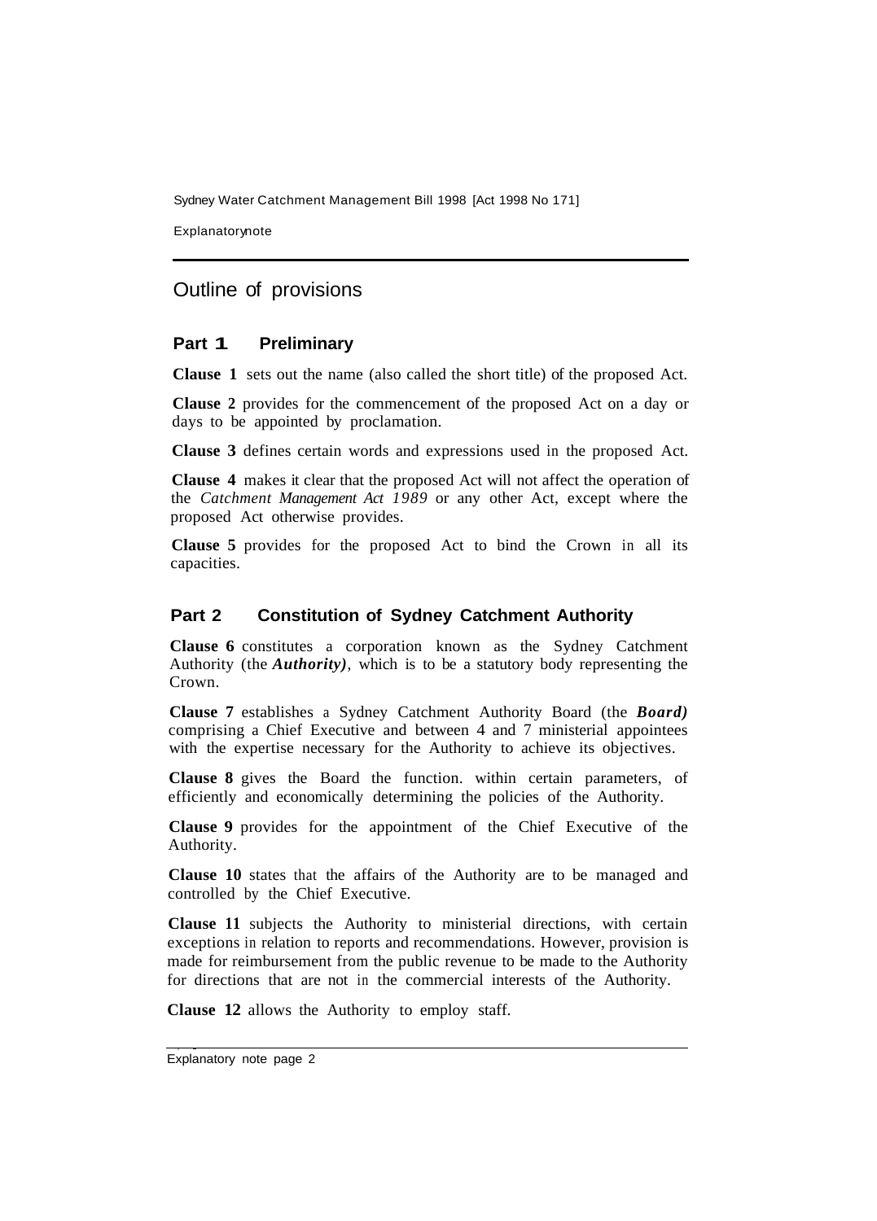## Outline of provisions

### Part 1 Preliminary

**Clause 1** sets out the name (also called the short title) of the proposed Act.

**Clause 2** provides for the commencement of the proposed Act on a day or days to be appointed by proclamation.

**Clause 3** defines certain words and expressions used in the proposed Act.

**Clause 4** makes it clear that the proposed Act will not affect the operation of the *Catchment Management Act 1989* or any other Act, except where the proposed Act otherwise provides.

**Clause 5** provides for the proposed Act to bind the Crown in all its capacities.

### Part 2 Constitution of Sydney Catchment Authority

**Clause 6** constitutes a corporation known as the Sydney Catchment Authority (the ***Authority)***, which is to be a statutory body representing the Crown.

**Clause 7** establishes a Sydney Catchment Authority Board (the ***Board)*** comprising a Chief Executive and between 4 and 7 ministerial appointees with the expertise necessary for the Authority to achieve its objectives.

**Clause 8** gives the Board the function. within certain parameters, of efficiently and economically determining the policies of the Authority.

**Clause 9** provides for the appointment of the Chief Executive of the Authority.

**Clause 10** states that the affairs of the Authority are to be managed and controlled by the Chief Executive.

**Clause 11** subjects the Authority to ministerial directions, with certain exceptions in relation to reports and recommendations. However, provision is made for reimbursement from the public revenue to be made to the Authority for directions that are not in the commercial interests of the Authority.

**Clause 12** allows the Authority to employ staff.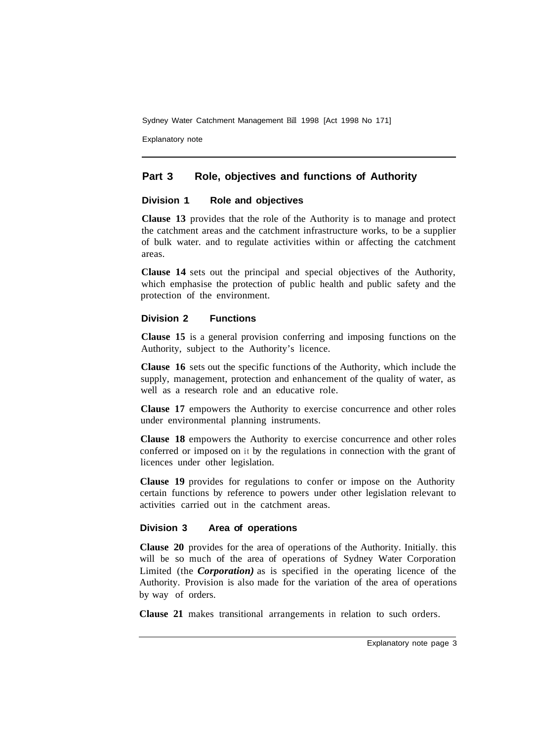## Part 3 Role, objectives and functions of Authority

### Division 1 Role and objectives

**Clause 13** provides that the role of the Authority is to manage and protect the catchment areas and the catchment infrastructure works, to be a supplier of bulk water. and to regulate activities within or affecting the catchment areas.

**Clause 14** sets out the principal and special objectives of the Authority, which emphasise the protection of public health and public safety and the protection of the environment.

### Division 2 Functions

**Clause 15** is a general provision conferring and imposing functions on the Authority, subject to the Authority's licence.

**Clause 16** sets out the specific functions of the Authority, which include the supply, management, protection and enhancement of the quality of water, as well as a research role and an educative role.

**Clause 17** empowers the Authority to exercise concurrence and other roles under environmental planning instruments.

**Clause 18** empowers the Authority to exercise concurrence and other roles conferred or imposed on it by the regulations in connection with the grant of licences under other legislation.

**Clause 19** provides for regulations to confer or impose on the Authority certain functions by reference to powers under other legislation relevant to activities carried out in the catchment areas.

### Division 3 Area of operations

**Clause 20** provides for the area of operations of the Authority. Initially. this will be so much of the area of operations of Sydney Water Corporation Limited (the ***Corporation)*** as is specified in the operating licence of the Authority. Provision is also made for the variation of the area of operations by way of orders.

**Clause 21** makes transitional arrangements in relation to such orders.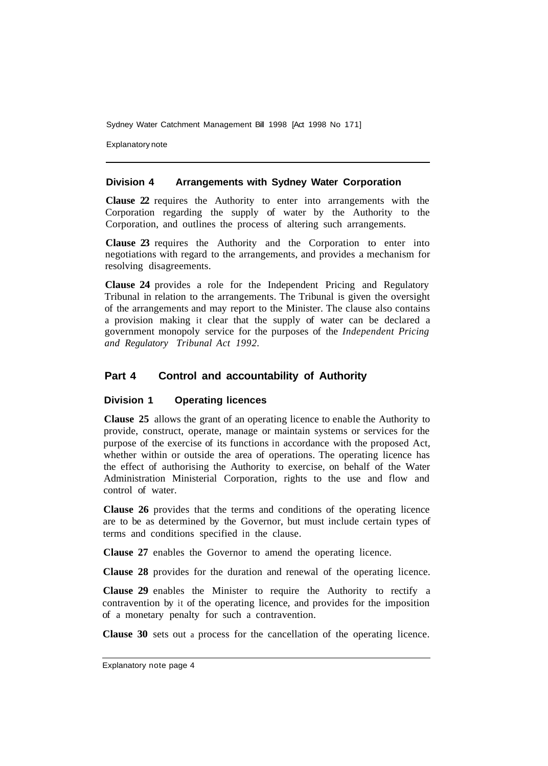### Division 4 Arrangements with Sydney Water Corporation

**Clause 22** requires the Authority to enter into arrangements with the Corporation regarding the supply of water by the Authority to the Corporation, and outlines the process of altering such arrangements.

**Clause 23** requires the Authority and the Corporation to enter into negotiations with regard to the arrangements, and provides a mechanism for resolving disagreements.

**Clause 24** provides a role for the Independent Pricing and Regulatory Tribunal in relation to the arrangements. The Tribunal is given the oversight of the arrangements and may report to the Minister. The clause also contains a provision making it clear that the supply of water can be declared a government monopoly service for the purposes of the *Independent Pricing and Regulatory Tribunal Act 1992*.

## Part 4 Control and accountability of Authority

### Division 1 Operating licences

**Clause 25** allows the grant of an operating licence to enable the Authority to provide, construct, operate, manage or maintain systems or services for the purpose of the exercise of its functions in accordance with the proposed Act, whether within or outside the area of operations. The operating licence has the effect of authorising the Authority to exercise, on behalf of the Water Administration Ministerial Corporation, rights to the use and flow and control of water.

**Clause 26** provides that the terms and conditions of the operating licence are to be as determined by the Governor, but must include certain types of terms and conditions specified in the clause.

**Clause 27** enables the Governor to amend the operating licence.

**Clause 28** provides for the duration and renewal of the operating licence.

**Clause 29** enables the Minister to require the Authority to rectify a contravention by it of the operating licence, and provides for the imposition of a monetary penalty for such a contravention.

**Clause 30** sets out a process for the cancellation of the operating licence.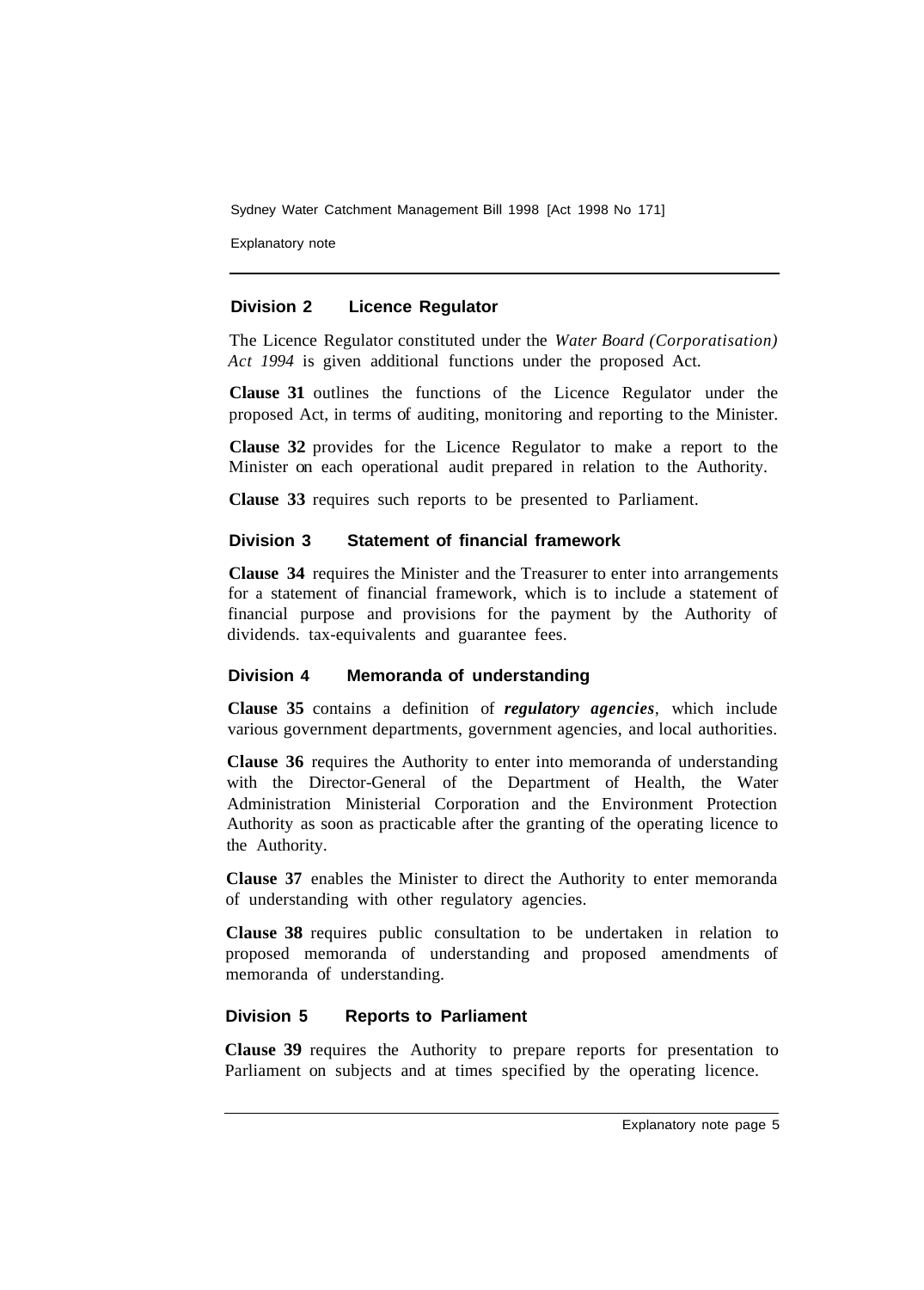### Division 2 Licence Regulator

The Licence Regulator constituted under the *Water Board (Corporatisation) Act 1994* is given additional functions under the proposed Act.

**Clause 31** outlines the functions of the Licence Regulator under the proposed Act, in terms of auditing, monitoring and reporting to the Minister.

**Clause 32** provides for the Licence Regulator to make a report to the Minister on each operational audit prepared in relation to the Authority.

**Clause 33** requires such reports to be presented to Parliament.

### Division 3 Statement of financial framework

**Clause 34** requires the Minister and the Treasurer to enter into arrangements for a statement of financial framework, which is to include a statement of financial purpose and provisions for the payment by the Authority of dividends. tax-equivalents and guarantee fees.

### Division 4 Memoranda of understanding

**Clause 35** contains a definition of ***regulatory agencies***, which include various government departments, government agencies, and local authorities.

**Clause 36** requires the Authority to enter into memoranda of understanding with the Director-General of the Department of Health, the Water Administration Ministerial Corporation and the Environment Protection Authority as soon as practicable after the granting of the operating licence to the Authority.

**Clause 37** enables the Minister to direct the Authority to enter memoranda of understanding with other regulatory agencies.

**Clause 38** requires public consultation to be undertaken in relation to proposed memoranda of understanding and proposed amendments of memoranda of understanding.

### Division 5 Reports to Parliament

**Clause 39** requires the Authority to prepare reports for presentation to Parliament on subjects and at times specified by the operating licence.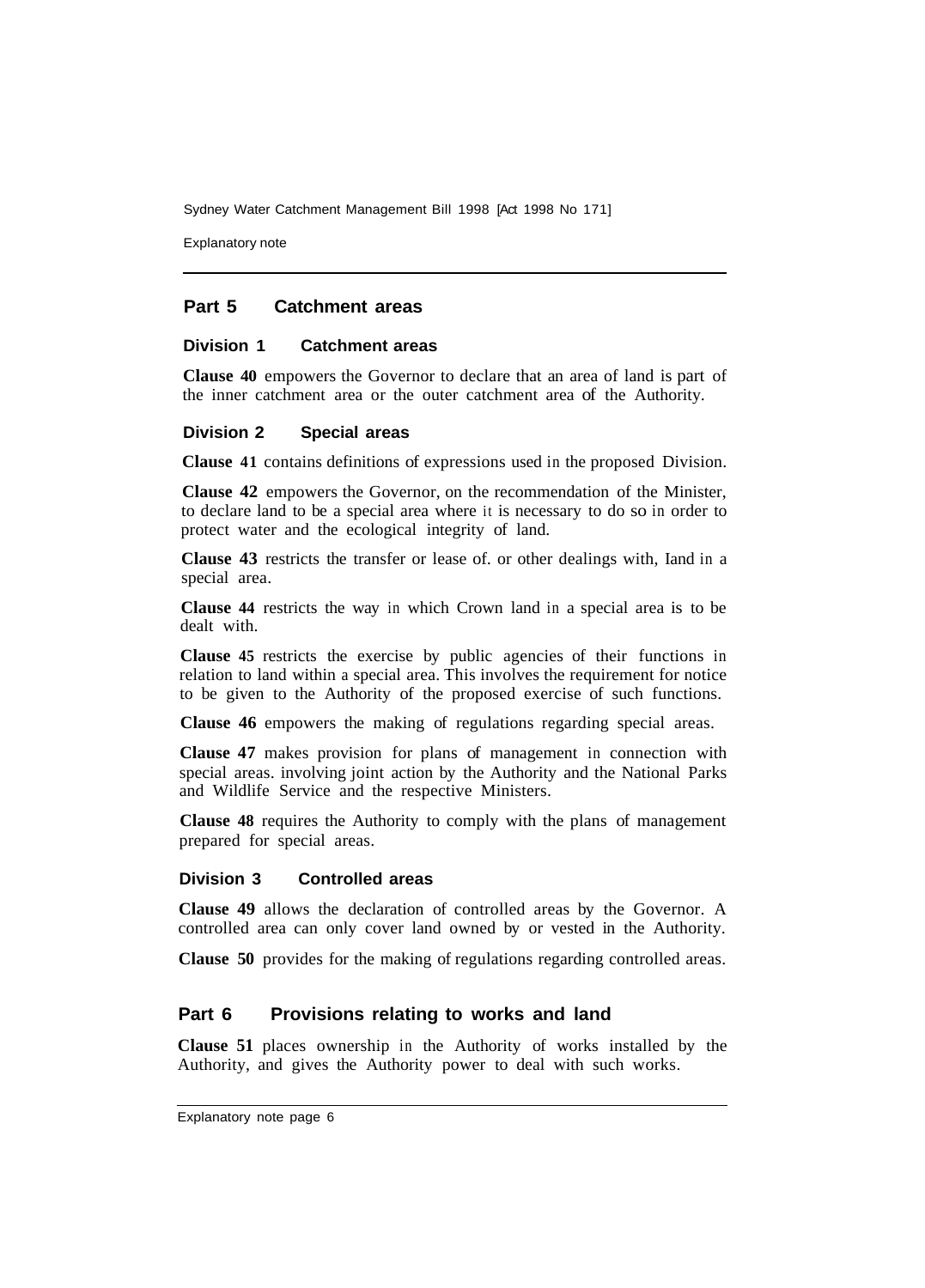## Part 5 Catchment areas

### Division 1 Catchment areas

**Clause 40** empowers the Governor to declare that an area of land is part of the inner catchment area or the outer catchment area of the Authority.

### Division 2 Special areas

**Clause 41** contains definitions of expressions used in the proposed Division.

**Clause 42** empowers the Governor, on the recommendation of the Minister, to declare land to be a special area where it is necessary to do so in order to protect water and the ecological integrity of land.

**Clause 43** restricts the transfer or lease of. or other dealings with, Iand in a special area.

**Clause 44** restricts the way in which Crown land in a special area is to be dealt with.

**Clause 45** restricts the exercise by public agencies of their functions in relation to land within a special area. This involves the requirement for notice to be given to the Authority of the proposed exercise of such functions.

**Clause 46** empowers the making of regulations regarding special areas.

**Clause 47** makes provision for plans of management in connection with special areas. involving joint action by the Authority and the National Parks and Wildlife Service and the respective Ministers.

**Clause 48** requires the Authority to comply with the plans of management prepared for special areas.

### Division 3 Controlled areas

**Clause 49** allows the declaration of controlled areas by the Governor. A controlled area can only cover land owned by or vested in the Authority.

**Clause 50** provides for the making of regulations regarding controlled areas.

## Part 6 Provisions relating to works and land

**Clause 51** places ownership in the Authority of works installed by the Authority, and gives the Authority power to deal with such works.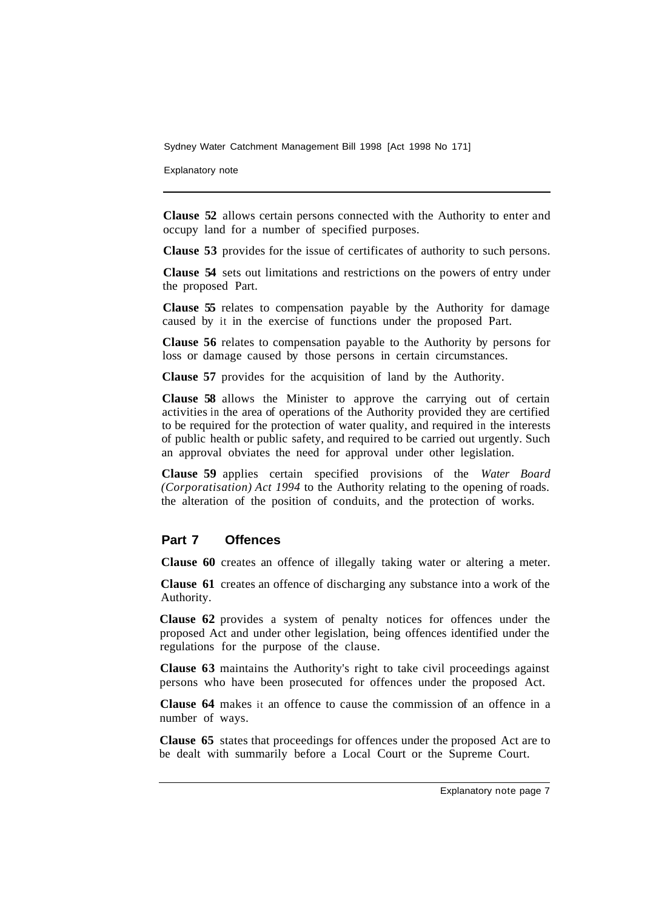**Clause 52** allows certain persons connected with the Authority to enter and occupy land for a number of specified purposes.

**Clause 53** provides for the issue of certificates of authority to such persons.

**Clause 54** sets out limitations and restrictions on the powers of entry under the proposed Part.

**Clause 55** relates to compensation payable by the Authority for damage caused by it in the exercise of functions under the proposed Part.

**Clause 56** relates to compensation payable to the Authority by persons for loss or damage caused by those persons in certain circumstances.

**Clause 57** provides for the acquisition of land by the Authority.

**Clause 58** allows the Minister to approve the carrying out of certain activities in the area of operations of the Authority provided they are certified to be required for the protection of water quality, and required in the interests of public health or public safety, and required to be carried out urgently. Such an approval obviates the need for approval under other legislation.

**Clause 59** applies certain specified provisions of the *Water Board (Corporatisation) Act 1994* to the Authority relating to the opening of roads. the alteration of the position of conduits, and the protection of works.

## Part 7 Offences

**Clause 60** creates an offence of illegally taking water or altering a meter.

**Clause 61** creates an offence of discharging any substance into a work of the Authority.

**Clause 62** provides a system of penalty notices for offences under the proposed Act and under other legislation, being offences identified under the regulations for the purpose of the clause.

**Clause 63** maintains the Authority's right to take civil proceedings against persons who have been prosecuted for offences under the proposed Act.

**Clause 64** makes it an offence to cause the commission of an offence in a number of ways.

**Clause 65** states that proceedings for offences under the proposed Act are to be dealt with summarily before a Local Court or the Supreme Court.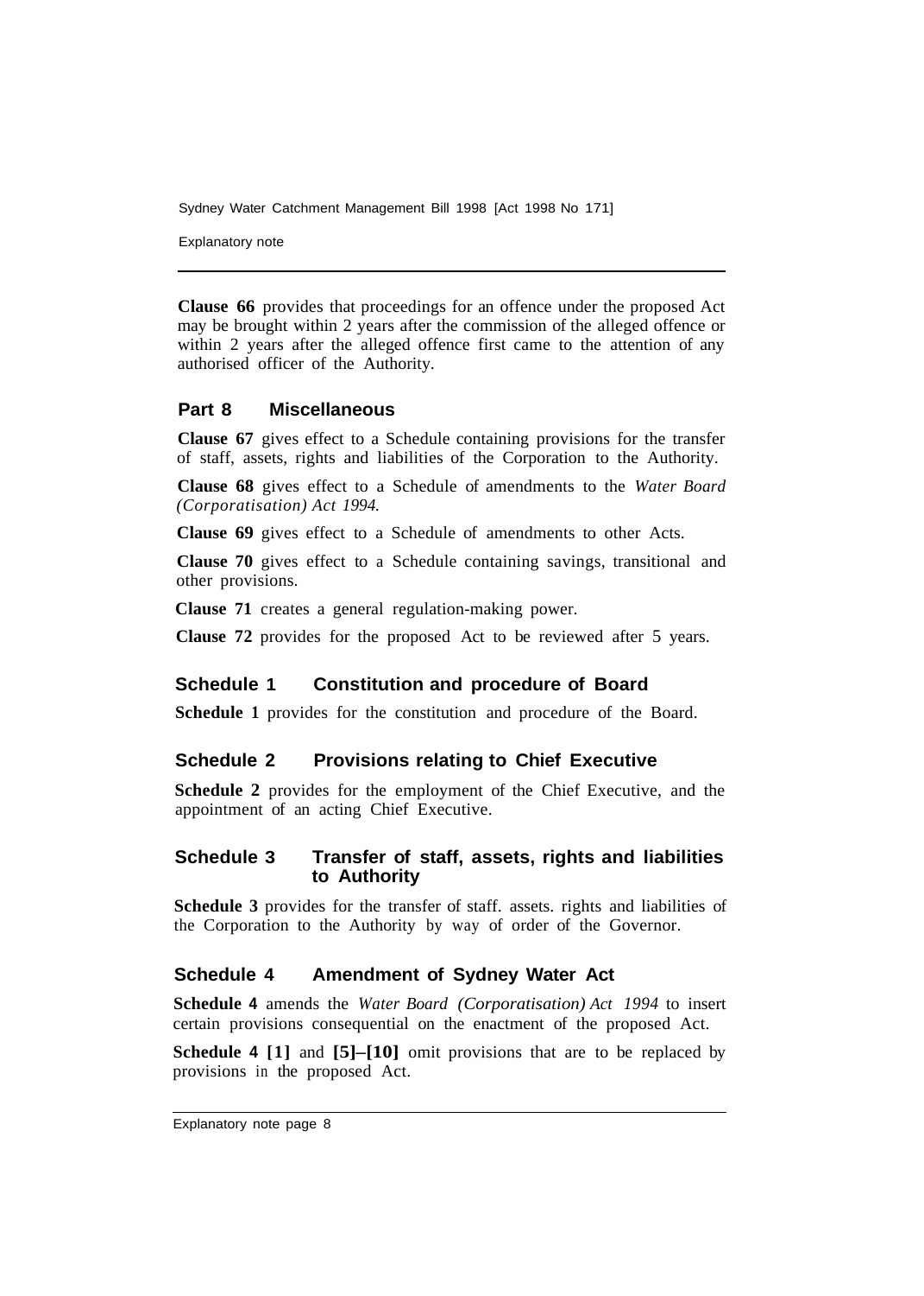**Clause 66** provides that proceedings for an offence under the proposed Act may be brought within 2 years after the commission of the alleged offence or within 2 years after the alleged offence first came to the attention of any authorised officer of the Authority.

## Part 8 Miscellaneous

**Clause 67** gives effect to a Schedule containing provisions for the transfer of staff, assets, rights and liabilities of the Corporation to the Authority.

**Clause 68** gives effect to a Schedule of amendments to the *Water Board (Corporatisation) Act 1994.*

**Clause 69** gives effect to a Schedule of amendments to other Acts.

**Clause 70** gives effect to a Schedule containing savings, transitional and other provisions.

**Clause 71** creates a general regulation-making power.

**Clause 72** provides for the proposed Act to be reviewed after 5 years.

## Schedule 1 Constitution and procedure of Board

**Schedule 1** provides for the constitution and procedure of the Board.

## Schedule 2 Provisions relating to Chief Executive

**Schedule 2** provides for the employment of the Chief Executive, and the appointment of an acting Chief Executive.

## Schedule 3 Transfer of staff, assets, rights and liabilities to Authority

**Schedule 3** provides for the transfer of staff. assets. rights and liabilities of the Corporation to the Authority by way of order of the Governor.

## Schedule 4 Amendment of Sydney Water Act

**Schedule 4** amends the *Water Board (Corporatisation) Act 1994* to insert certain provisions consequential on the enactment of the proposed Act.

**Schedule 4 [1]** and **[5]–[10]** omit provisions that are to be replaced by provisions in the proposed Act.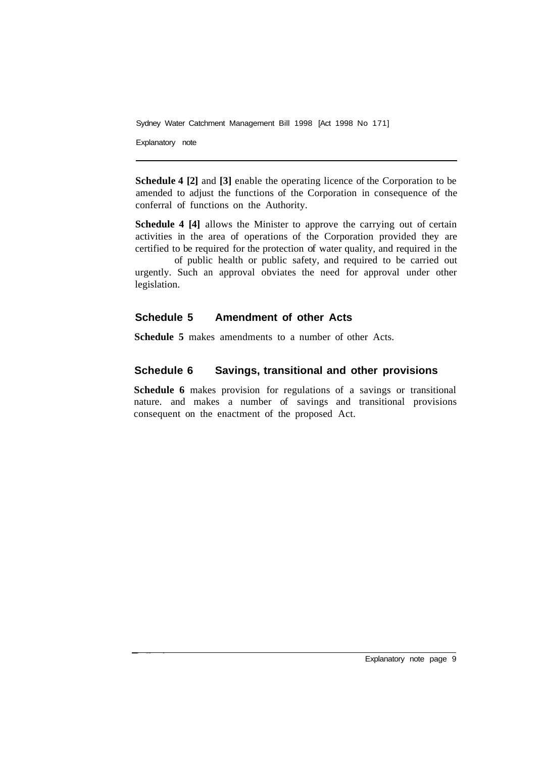**Schedule 4 [2]** and **[3]** enable the operating licence of the Corporation to be amended to adjust the functions of the Corporation in consequence of the conferral of functions on the Authority.

**Schedule 4 [4]** allows the Minister to approve the carrying out of certain activities in the area of operations of the Corporation provided they are certified to be required for the protection of water quality, and required in the of public health or public safety, and required to be carried out urgently. Such an approval obviates the need for approval under other legislation.

## Schedule 5 Amendment of other Acts

**Schedule 5** makes amendments to a number of other Acts.

## Schedule 6 Savings, transitional and other provisions

**Schedule 6** makes provision for regulations of a savings or transitional nature. and makes a number of savings and transitional provisions consequent on the enactment of the proposed Act.